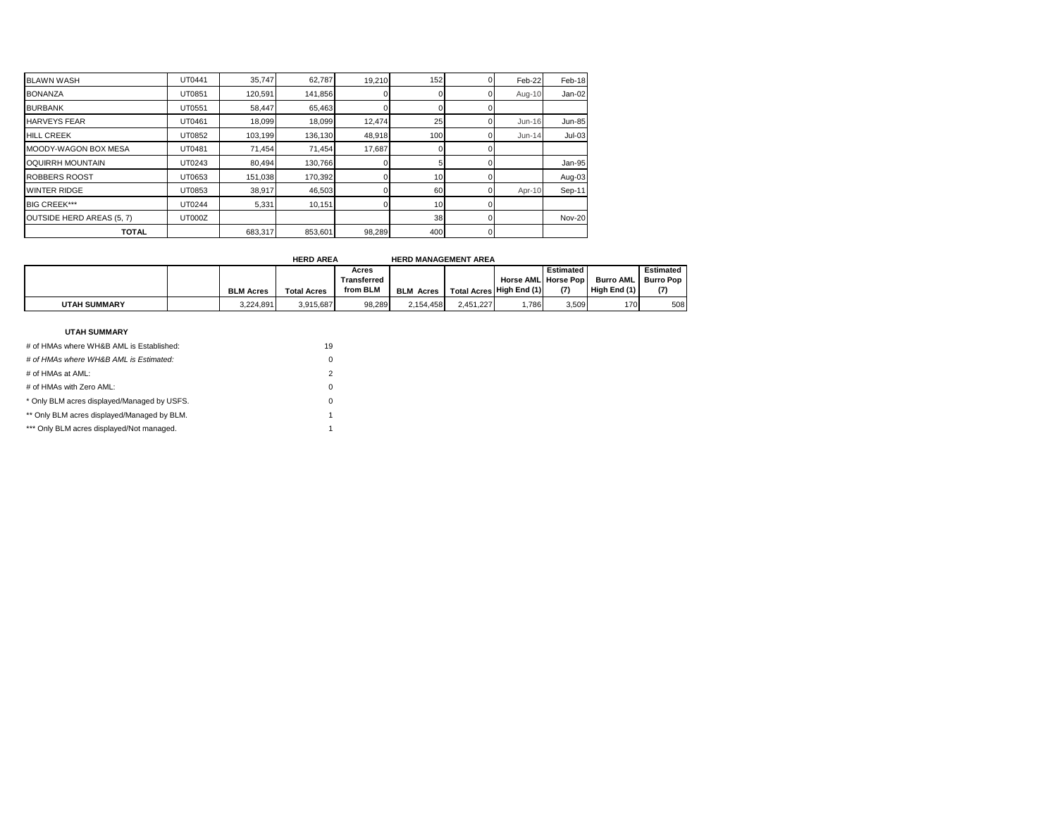| | | | | | | | | |
|---|---|---|---|---|---|---|---|---|
| BLAWN WASH | UT0441 | 35,747 | 62,787 | 19,210 | 152 | 0 | Feb-22 | Feb-18 |
| BONANZA | UT0851 | 120,591 | 141,856 | 0 | 0 | 0 | Aug-10 | Jan-02 |
| BURBANK | UT0551 | 58,447 | 65,463 | 0 | 0 | 0 | | |
| HARVEYS FEAR | UT0461 | 18,099 | 18,099 | 12,474 | 25 | 0 | Jun-16 | Jun-85 |
| HILL CREEK | UT0852 | 103,199 | 136,130 | 48,918 | 100 | 0 | Jun-14 | Jul-03 |
| MOODY-WAGON BOX MESA | UT0481 | 71,454 | 71,454 | 17,687 | 0 | 0 | | |
| OQUIRRH MOUNTAIN | UT0243 | 80,494 | 130,766 | 0 | 5 | 0 | | Jan-95 |
| ROBBERS ROOST | UT0653 | 151,038 | 170,392 | 0 | 10 | 0 | | Aug-03 |
| WINTER RIDGE | UT0853 | 38,917 | 46,503 | 0 | 60 | 0 | Apr-10 | Sep-11 |
| BIG CREEK*** | UT0244 | 5,331 | 10,151 | 0 | 10 | 0 | | |
| OUTSIDE HERD AREAS (5, 7) | UT000Z | | | | 38 | 0 | | Nov-20 |
| **TOTAL** | | 683,317 | 853,601 | 98,289 | 400 | 0 | | |

| | | HERD AREA | | | HERD MANAGEMENT AREA | | | | | |
|---|---|---|---|---|---|---|---|---|---|---|
| | | **BLM Acres** | **Total Acres** | **Acres Transferred from BLM** | **BLM Acres** | **Total Acres** | **Horse AML High End (1)** | **Estimated Horse Pop (7)** | **Burro AML High End (1)** | **Estimated Burro Pop (7)** |
| **UTAH SUMMARY** | | 3,224,891 | 3,915,687 | 98,289 | 2,154,458 | 2,451,227 | 1,786 | 3,509 | 170 | 508 |

**UTAH SUMMARY**

| | |
|---|---|
| # of HMAs where WH&B AML is Established: | 19 |
| *# of HMAs where WH&B AML is Estimated:* | 0 |
| # of HMAs at AML: | 2 |
| # of HMAs with Zero AML: | 0 |
| * Only BLM acres displayed/Managed by USFS. | 0 |
| ** Only BLM acres displayed/Managed by BLM. | 1 |
| *** Only BLM acres displayed/Not managed. | 1 |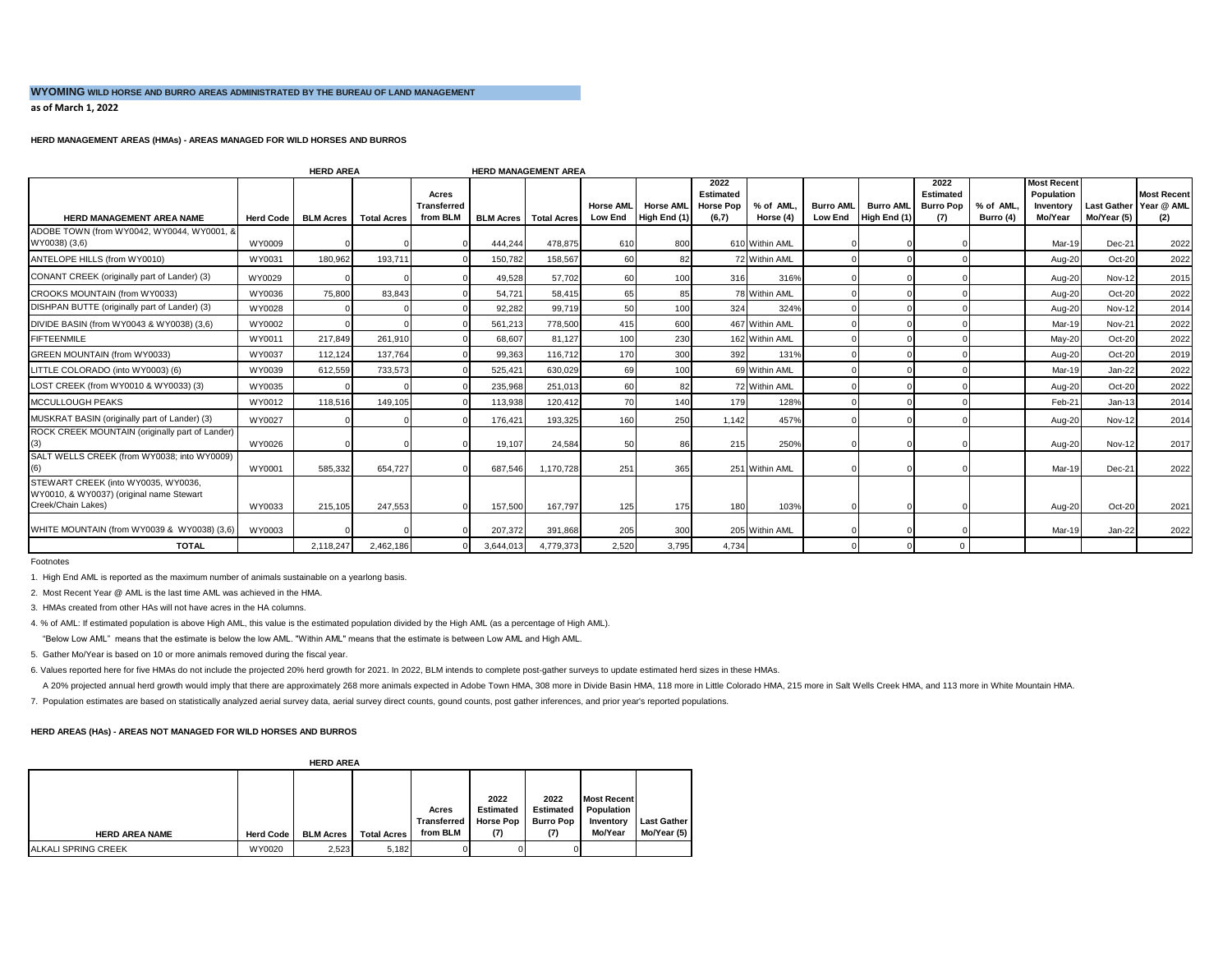**WYOMING WILD HORSE AND BURRO AREAS ADMINISTRATED BY THE BUREAU OF LAND MANAGEMENT**

**as of March 1, 2022**

**HERD MANAGEMENT AREAS (HMAs) - AREAS MANAGED FOR WILD HORSES AND BURROS**

| | | HERD AREA | | | HERD MANAGEMENT AREA | | | | | | | | | | | | |
|---|---|---|---|---|---|---|---|---|---|---|---|---|---|---|---|---|---|
| HERD MANAGEMENT AREA NAME | Herd Code | BLM Acres | Total Acres | Acres Transferred from BLM | BLM Acres | Total Acres | Horse AML Low End | Horse AML High End (1) | 2022 Estimated Horse Pop (6,7) | % of AML, Horse (4) | Burro AML Low End | Burro AML High End (1) | 2022 Estimated Burro Pop (7) | % of AML, Burro (4) | Most Recent Population Inventory Mo/Year | Last Gather Mo/Year (5) | Most Recent Year @ AML (2) |
| ADOBE TOWN (from WY0042, WY0044, WY0001, & WY0038) (3,6) | WY0009 | 0 | 0 | 0 | 444,244 | 478,875 | 610 | 800 | 610 | Within AML | 0 | 0 | 0 | | Mar-19 | Dec-21 | 2022 |
| ANTELOPE HILLS (from WY0010) | WY0031 | 180,962 | 193,711 | 0 | 150,782 | 158,567 | 60 | 82 | 72 | Within AML | 0 | 0 | 0 | | Aug-20 | Oct-20 | 2022 |
| CONANT CREEK (originally part of Lander) (3) | WY0029 | 0 | 0 | 0 | 49,528 | 57,702 | 60 | 100 | 316 | 316% | 0 | 0 | 0 | | Aug-20 | Nov-12 | 2015 |
| CROOKS MOUNTAIN (from WY0033) | WY0036 | 75,800 | 83,843 | 0 | 54,721 | 58,415 | 65 | 85 | 78 | Within AML | 0 | 0 | 0 | | Aug-20 | Oct-20 | 2022 |
| DISHPAN BUTTE (originally part of Lander) (3) | WY0028 | 0 | 0 | 0 | 92,282 | 99,719 | 50 | 100 | 324 | 324% | 0 | 0 | 0 | | Aug-20 | Nov-12 | 2014 |
| DIVIDE BASIN (from WY0043 & WY0038) (3,6) | WY0002 | 0 | 0 | 0 | 561,213 | 778,500 | 415 | 600 | 467 | Within AML | 0 | 0 | 0 | | Mar-19 | Nov-21 | 2022 |
| FIFTEENMILE | WY0011 | 217,849 | 261,910 | 0 | 68,607 | 81,127 | 100 | 230 | 162 | Within AML | 0 | 0 | 0 | | May-20 | Oct-20 | 2022 |
| GREEN MOUNTAIN (from WY0033) | WY0037 | 112,124 | 137,764 | 0 | 99,363 | 116,712 | 170 | 300 | 392 | 131% | 0 | 0 | 0 | | Aug-20 | Oct-20 | 2019 |
| LITTLE COLORADO (into WY0003) (6) | WY0039 | 612,559 | 733,573 | 0 | 525,421 | 630,029 | 69 | 100 | 69 | Within AML | 0 | 0 | 0 | | Mar-19 | Jan-22 | 2022 |
| LOST CREEK (from WY0010 & WY0033) (3) | WY0035 | 0 | 0 | 0 | 235,968 | 251,013 | 60 | 82 | 72 | Within AML | 0 | 0 | 0 | | Aug-20 | Oct-20 | 2022 |
| MCCULLOUGH PEAKS | WY0012 | 118,516 | 149,105 | 0 | 113,938 | 120,412 | 70 | 140 | 179 | 128% | 0 | 0 | 0 | | Feb-21 | Jan-13 | 2014 |
| MUSKRAT BASIN (originally part of Lander) (3) | WY0027 | 0 | 0 | 0 | 176,421 | 193,325 | 160 | 250 | 1,142 | 457% | 0 | 0 | 0 | | Aug-20 | Nov-12 | 2014 |
| ROCK CREEK MOUNTAIN (originally part of Lander) (3) | WY0026 | 0 | 0 | 0 | 19,107 | 24,584 | 50 | 86 | 215 | 250% | 0 | 0 | 0 | | Aug-20 | Nov-12 | 2017 |
| SALT WELLS CREEK (from WY0038; into WY0009) (6) | WY0001 | 585,332 | 654,727 | 0 | 687,546 | 1,170,728 | 251 | 365 | 251 | Within AML | 0 | 0 | 0 | | Mar-19 | Dec-21 | 2022 |
| STEWART CREEK (into WY0035, WY0036, WY0010, & WY0037) (original name Stewart Creek/Chain Lakes) | WY0033 | 215,105 | 247,553 | 0 | 157,500 | 167,797 | 125 | 175 | 180 | 103% | 0 | 0 | 0 | | Aug-20 | Oct-20 | 2021 |
| WHITE MOUNTAIN (from WY0039 & WY0038) (3,6) | WY0003 | 0 | 0 | 0 | 207,372 | 391,868 | 205 | 300 | 205 | Within AML | 0 | 0 | 0 | | Mar-19 | Jan-22 | 2022 |
| **TOTAL** | | 2,118,247 | 2,462,186 | 0 | 3,644,013 | 4,779,373 | 2,520 | 3,795 | 4,734 | | 0 | 0 | 0 | | | | |

Footnotes

1. High End AML is reported as the maximum number of animals sustainable on a yearlong basis.

2. Most Recent Year @ AML is the last time AML was achieved in the HMA.

3. HMAs created from other HAs will not have acres in the HA columns.

4. % of AML: If estimated population is above High AML, this value is the estimated population divided by the High AML (as a percentage of High AML).
"Below Low AML" means that the estimate is below the low AML. "Within AML" means that the estimate is between Low AML and High AML.

5. Gather Mo/Year is based on 10 or more animals removed during the fiscal year.

6. Values reported here for five HMAs do not include the projected 20% herd growth for 2021. In 2022, BLM intends to complete post-gather surveys to update estimated herd sizes in these HMAs.
A 20% projected annual herd growth would imply that there are approximately 268 more animals expected in Adobe Town HMA, 308 more in Divide Basin HMA, 118 more in Little Colorado HMA, 215 more in Salt Wells Creek HMA, and 113 more in White Mountain HMA.

7. Population estimates are based on statistically analyzed aerial survey data, aerial survey direct counts, gound counts, post gather inferences, and prior year's reported populations.

**HERD AREAS (HAs) - AREAS NOT MANAGED FOR WILD HORSES AND BURROS**

| | | HERD AREA | | | | | | |
|---|---|---|---|---|---|---|---|---|
| HERD AREA NAME | Herd Code | BLM Acres | Total Acres | Acres Transferred from BLM | 2022 Estimated Horse Pop (7) | 2022 Estimated Burro Pop (7) | Most Recent Population Inventory Mo/Year | Last Gather Mo/Year (5) |
| ALKALI SPRING CREEK | WY0020 | 2,523 | 5,182 | 0 | 0 | 0 | | |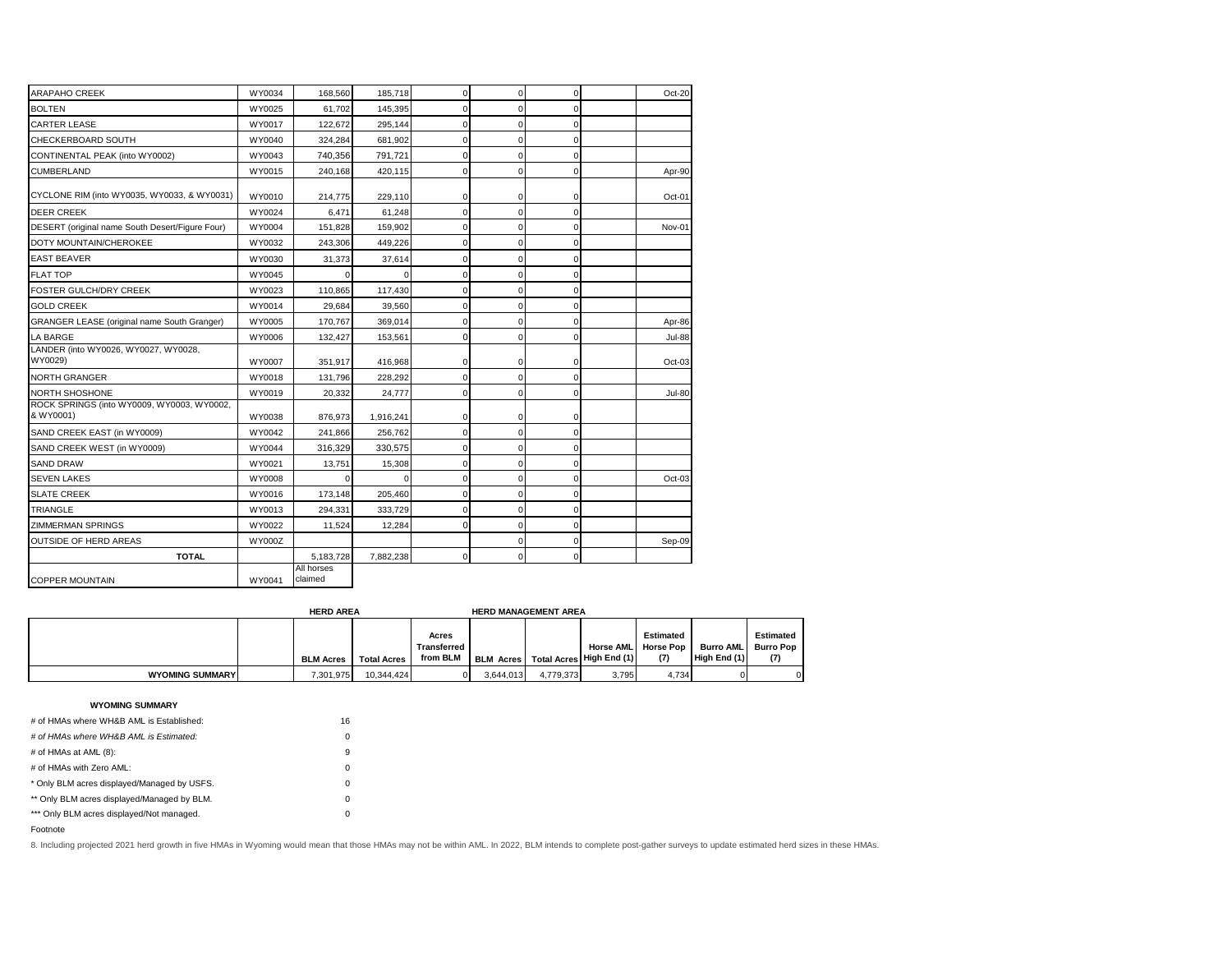| | | | | | | | | | |
|---|---|---|---|---|---|---|---|---|---|
| ARAPAHO CREEK | WY0034 | 168,560 | 185,718 | 0 | 0 | 0 | | Oct-20 |
| BOLTEN | WY0025 | 61,702 | 145,395 | 0 | 0 | 0 | | |
| CARTER LEASE | WY0017 | 122,672 | 295,144 | 0 | 0 | 0 | | |
| CHECKERBOARD SOUTH | WY0040 | 324,284 | 681,902 | 0 | 0 | 0 | | |
| CONTINENTAL PEAK (into WY0002) | WY0043 | 740,356 | 791,721 | 0 | 0 | 0 | | |
| CUMBERLAND | WY0015 | 240,168 | 420,115 | 0 | 0 | 0 | | Apr-90 |
| CYCLONE RIM (into WY0035, WY0033, & WY0031) | WY0010 | 214,775 | 229,110 | 0 | 0 | 0 | | Oct-01 |
| DEER CREEK | WY0024 | 6,471 | 61,248 | 0 | 0 | 0 | | |
| DESERT (original name South Desert/Figure Four) | WY0004 | 151,828 | 159,902 | 0 | 0 | 0 | | Nov-01 |
| DOTY MOUNTAIN/CHEROKEE | WY0032 | 243,306 | 449,226 | 0 | 0 | 0 | | |
| EAST BEAVER | WY0030 | 31,373 | 37,614 | 0 | 0 | 0 | | |
| FLAT TOP | WY0045 | 0 | 0 | 0 | 0 | 0 | | |
| FOSTER GULCH/DRY CREEK | WY0023 | 110,865 | 117,430 | 0 | 0 | 0 | | |
| GOLD CREEK | WY0014 | 29,684 | 39,560 | 0 | 0 | 0 | | |
| GRANGER LEASE (original name South Granger) | WY0005 | 170,767 | 369,014 | 0 | 0 | 0 | | Apr-86 |
| LA BARGE | WY0006 | 132,427 | 153,561 | 0 | 0 | 0 | | Jul-88 |
| LANDER (into WY0026, WY0027, WY0028, WY0029) | WY0007 | 351,917 | 416,968 | 0 | 0 | 0 | | Oct-03 |
| NORTH GRANGER | WY0018 | 131,796 | 228,292 | 0 | 0 | 0 | | |
| NORTH SHOSHONE | WY0019 | 20,332 | 24,777 | 0 | 0 | 0 | | Jul-80 |
| ROCK SPRINGS (into WY0009, WY0003, WY0002, & WY0001) | WY0038 | 876,973 | 1,916,241 | 0 | 0 | 0 | | |
| SAND CREEK EAST (in WY0009) | WY0042 | 241,866 | 256,762 | 0 | 0 | 0 | | |
| SAND CREEK WEST (in WY0009) | WY0044 | 316,329 | 330,575 | 0 | 0 | 0 | | |
| SAND DRAW | WY0021 | 13,751 | 15,308 | 0 | 0 | 0 | | |
| SEVEN LAKES | WY0008 | 0 | 0 | 0 | 0 | 0 | | Oct-03 |
| SLATE CREEK | WY0016 | 173,148 | 205,460 | 0 | 0 | 0 | | |
| TRIANGLE | WY0013 | 294,331 | 333,729 | 0 | 0 | 0 | | |
| ZIMMERMAN SPRINGS | WY0022 | 11,524 | 12,284 | 0 | 0 | 0 | | |
| OUTSIDE OF HERD AREAS | WY000Z | | | | 0 | 0 | | Sep-09 |
| **TOTAL** | | 5,183,728 | 7,882,238 | 0 | 0 | 0 | | |
| COPPER MOUNTAIN | WY0041 | All horses claimed | | | | | | |

| | | HERD AREA | | | HERD MANAGEMENT AREA | | | | | |
|---|---|---|---|---|---|---|---|---|---|---|
| | | BLM Acres | Total Acres | Acres Transferred from BLM | BLM Acres | Total Acres | Horse AML High End (1) | Estimated Horse Pop (7) | Burro AML High End (1) | Estimated Burro Pop (7) |
| **WYOMING SUMMARY** | | 7,301,975 | 10,344,424 | 0 | 3,644,013 | 4,779,373 | 3,795 | 4,734 | 0 | 0 |

**WYOMING SUMMARY**

| | |
|---|---|
| # of HMAs where WH&B AML is Established: | 16 |
| *# of HMAs where WH&B AML is Estimated:* | 0 |
| # of HMAs at AML (8): | 9 |
| # of HMAs with Zero AML: | 0 |
| * Only BLM acres displayed/Managed by USFS. | 0 |
| ** Only BLM acres displayed/Managed by BLM. | 0 |
| *** Only BLM acres displayed/Not managed. | 0 |

Footnote

8. Including projected 2021 herd growth in five HMAs in Wyoming would mean that those HMAs may not be within AML. In 2022, BLM intends to complete post-gather surveys to update estimated herd sizes in these HMAs.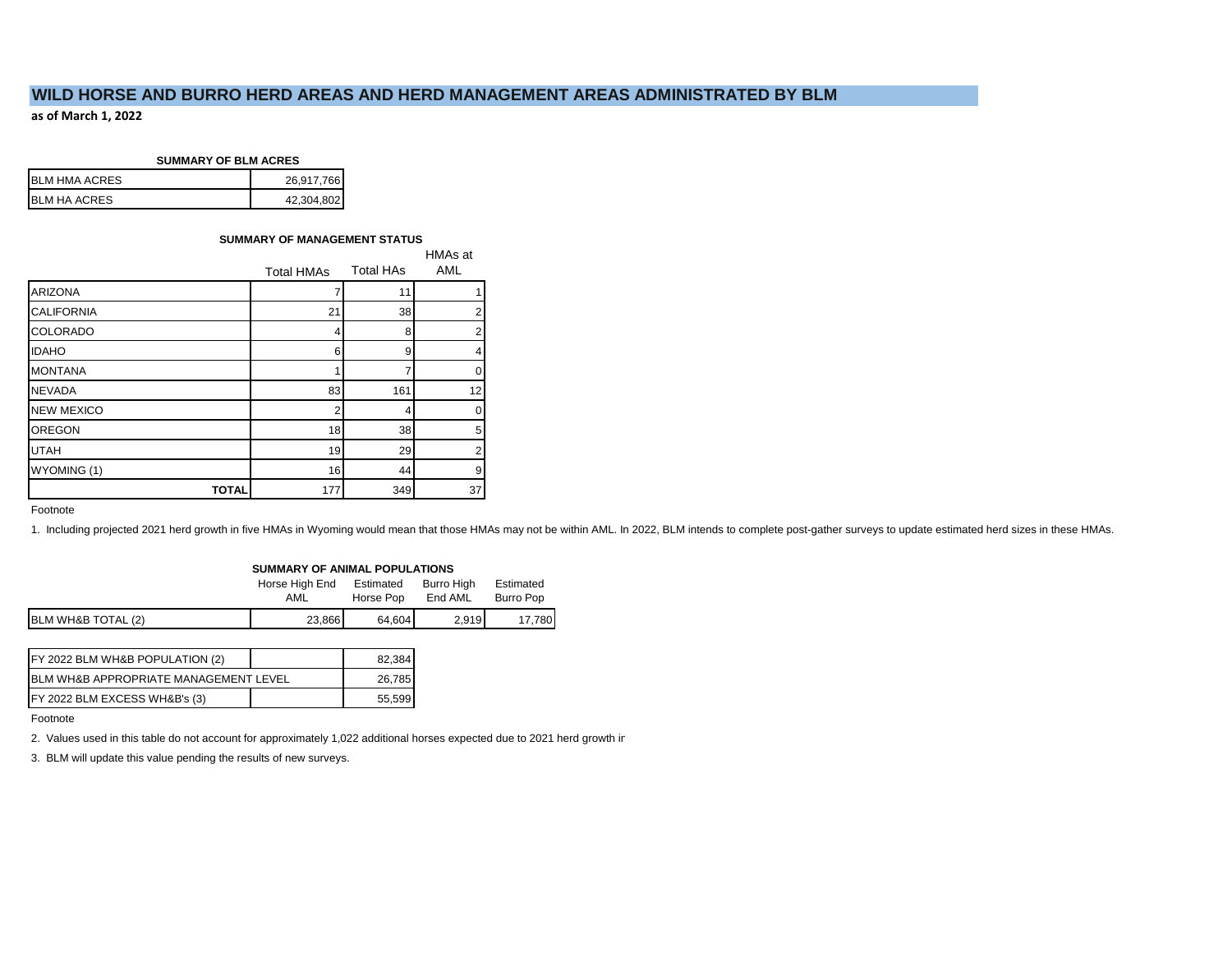# WILD HORSE AND BURRO HERD AREAS AND HERD MANAGEMENT AREAS ADMINISTRATED BY BLM

**as of March 1, 2022**

**SUMMARY OF BLM ACRES**

| | |
|---|---|
| BLM HMA ACRES | 26,917,766 |
| BLM HA ACRES | 42,304,802 |

**SUMMARY OF MANAGEMENT STATUS**

| | Total HMAs | Total HAs | HMAs at AML |
|---|---|---|---|
| ARIZONA | 7 | 11 | 1 |
| CALIFORNIA | 21 | 38 | 2 |
| COLORADO | 4 | 8 | 2 |
| IDAHO | 6 | 9 | 4 |
| MONTANA | 1 | 7 | 0 |
| NEVADA | 83 | 161 | 12 |
| NEW MEXICO | 2 | 4 | 0 |
| OREGON | 18 | 38 | 5 |
| UTAH | 19 | 29 | 2 |
| WYOMING (1) | 16 | 44 | 9 |
| **TOTAL** | 177 | 349 | 37 |

Footnote

1. Including projected 2021 herd growth in five HMAs in Wyoming would mean that those HMAs may not be within AML. In 2022, BLM intends to complete post-gather surveys to update estimated herd sizes in these HMAs.

**SUMMARY OF ANIMAL POPULATIONS**

| | Horse High End AML | Estimated Horse Pop | Burro High End AML | Estimated Burro Pop |
|---|---|---|---|---|
| BLM WH&B TOTAL (2) | 23,866 | 64,604 | 2,919 | 17,780 |

| | | |
|---|---|---|
| FY 2022 BLM WH&B POPULATION (2) | | 82,384 |
| BLM WH&B APPROPRIATE MANAGEMENT LEVEL | | 26,785 |
| FY 2022 BLM EXCESS WH&B's (3) | | 55,599 |

Footnote

2. Values used in this table do not account for approximately 1,022 additional horses expected due to 2021 herd growth ir

3. BLM will update this value pending the results of new surveys.